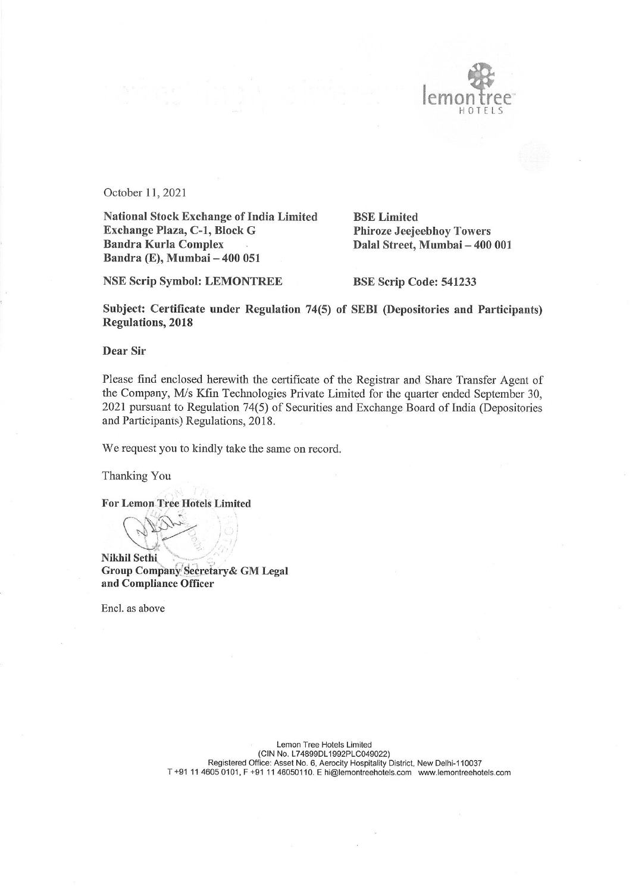October 11, 2021

**National Stock Exchange of India Limited**
**Exchange Plaza, C-1, Block G**
**Bandra Kurla Complex**
**Bandra (E), Mumbai – 400 051**

**BSE Limited**
**Phiroze Jeejeebhoy Towers**
**Dalal Street, Mumbai – 400 001**

**NSE Scrip Symbol: LEMONTREE**

**BSE Scrip Code: 541233**

**Subject: Certificate under Regulation 74(5) of SEBI (Depositories and Participants) Regulations, 2018**

**Dear Sir**

Please find enclosed herewith the certificate of the Registrar and Share Transfer Agent of the Company, M/s Kfin Technologies Private Limited for the quarter ended September 30, 2021 pursuant to Regulation 74(5) of Securities and Exchange Board of India (Depositories and Participants) Regulations, 2018.

We request you to kindly take the same on record.

Thanking You

**For Lemon Tree Hotels Limited**

**Nikhil Sethi**
**Group Company Secretary& GM Legal and Compliance Officer**

Encl. as above

Lemon Tree Hotels Limited
(CIN No. L74899DL1992PLC049022)
Registered Office: Asset No. 6, Aerocity Hospitality District, New Delhi-110037
T +91 11 4605 0101, F +91 11 46050110. E hi@lemontreehotels.com www.lemontreehotels.com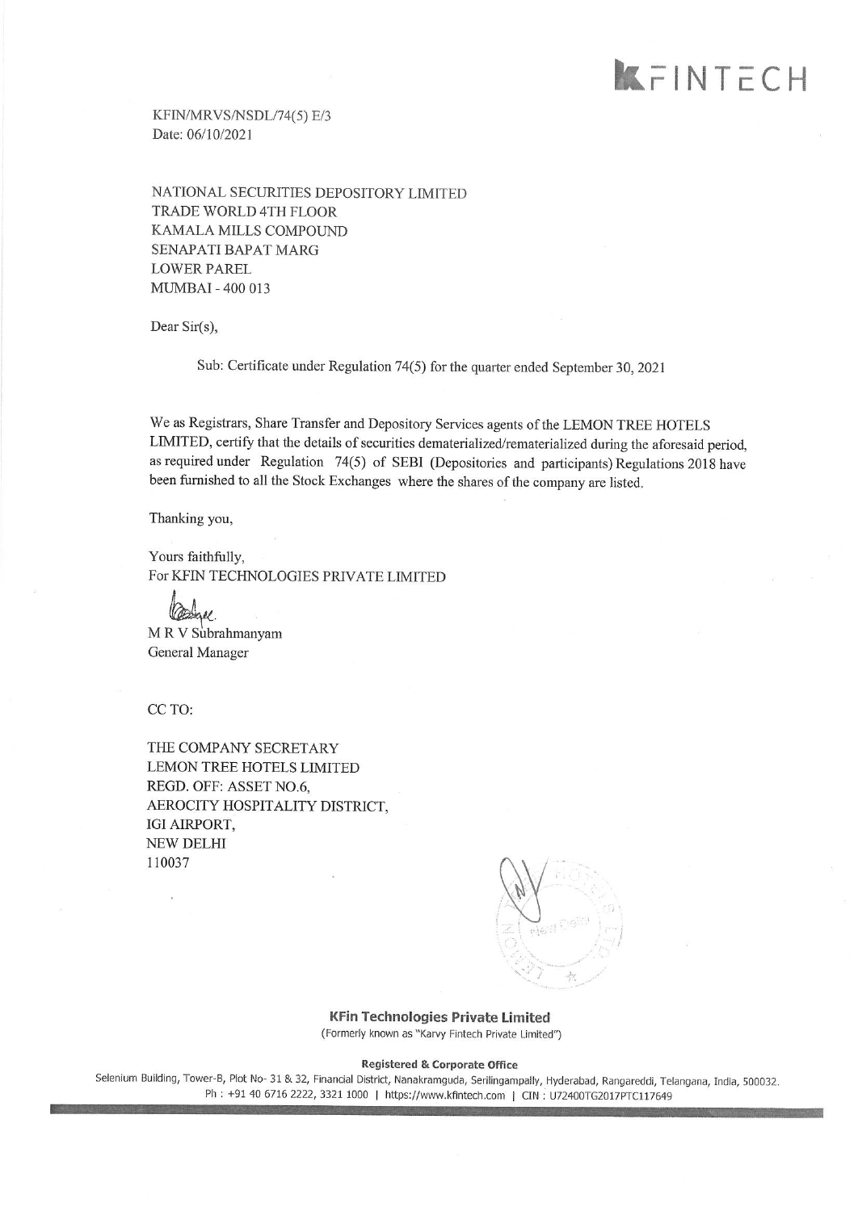KFIN/MRVS/NSDL/74(5) E/3
Date: 06/10/2021

NATIONAL SECURITIES DEPOSITORY LIMITED
TRADE WORLD 4TH FLOOR
KAMALA MILLS COMPOUND
SENAPATI BAPAT MARG
LOWER PAREL
MUMBAI - 400 013

Dear Sir(s),

Sub: Certificate under Regulation 74(5) for the quarter ended September 30, 2021

We as Registrars, Share Transfer and Depository Services agents of the LEMON TREE HOTELS LIMITED, certify that the details of securities dematerialized/rematerialized during the aforesaid period, as required under Regulation 74(5) of SEBI (Depositories and participants) Regulations 2018 have been furnished to all the Stock Exchanges where the shares of the company are listed.

Thanking you,

Yours faithfully,
For KFIN TECHNOLOGIES PRIVATE LIMITED

M R V Subrahmanyam
General Manager

CC TO:

THE COMPANY SECRETARY
LEMON TREE HOTELS LIMITED
REGD. OFF: ASSET NO.6,
AEROCITY HOSPITALITY DISTRICT,
IGI AIRPORT,
NEW DELHI
110037

**KFin Technologies Private Limited**
(Formerly known as "Karvy Fintech Private Limited")

**Registered & Corporate Office**
Selenium Building, Tower-B, Plot No- 31 & 32, Financial District, Nanakramguda, Serilingampally, Hyderabad, Rangareddi, Telangana, India, 500032.
Ph : +91 40 6716 2222, 3321 1000 | https://www.kfintech.com | CIN : U72400TG2017PTC117649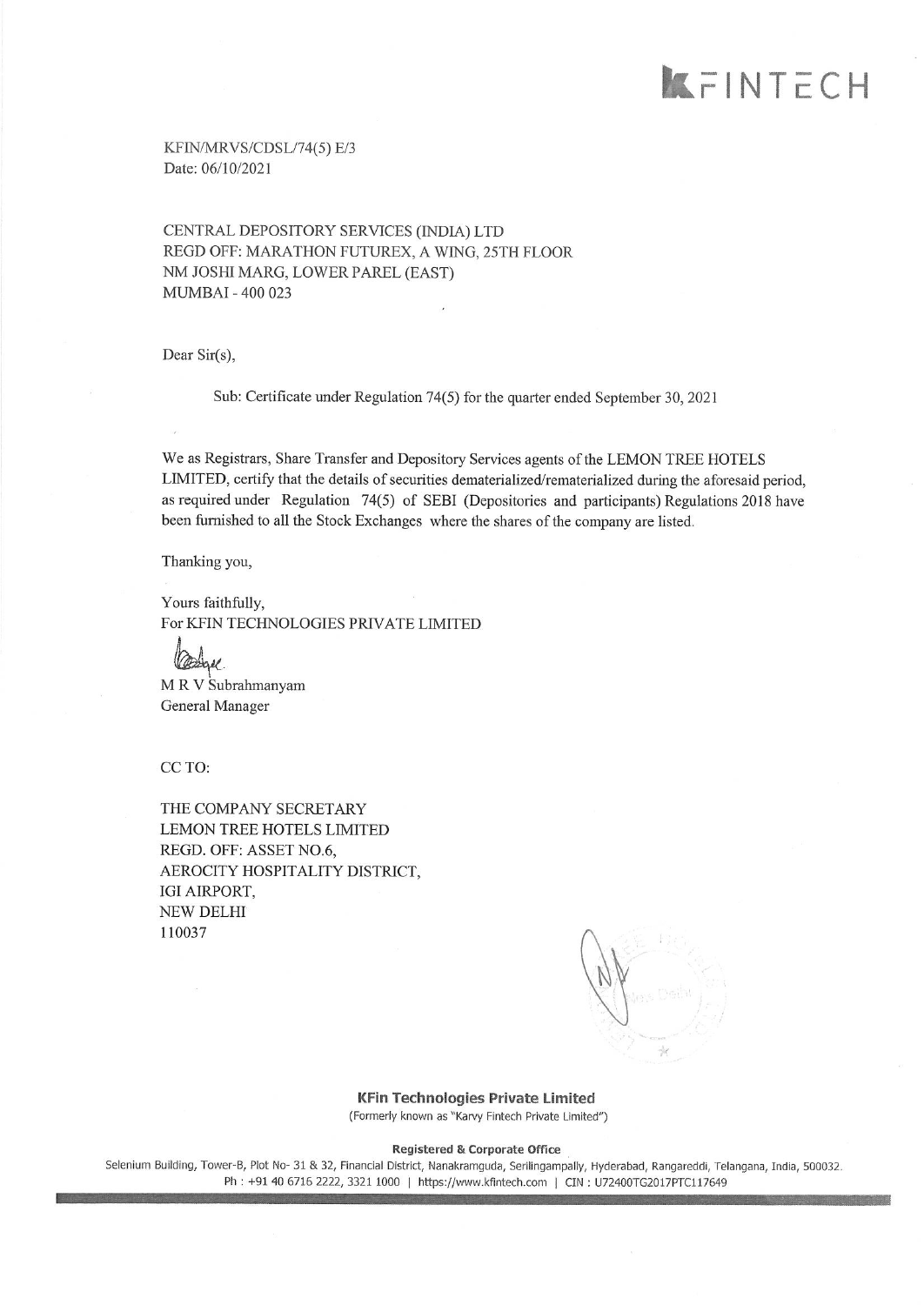KFINTECH

KFIN/MRVS/CDSL/74(5) E/3
Date: 06/10/2021

CENTRAL DEPOSITORY SERVICES (INDIA) LTD
REGD OFF: MARATHON FUTUREX, A WING, 25TH FLOOR
NM JOSHI MARG, LOWER PAREL (EAST)
MUMBAI - 400 023

Dear Sir(s),

Sub: Certificate under Regulation 74(5) for the quarter ended September 30, 2021

We as Registrars, Share Transfer and Depository Services agents of the LEMON TREE HOTELS LIMITED, certify that the details of securities dematerialized/rematerialized during the aforesaid period, as required under Regulation 74(5) of SEBI (Depositories and participants) Regulations 2018 have been furnished to all the Stock Exchanges where the shares of the company are listed.

Thanking you,

Yours faithfully,
For KFIN TECHNOLOGIES PRIVATE LIMITED

M R V Subrahmanyam
General Manager

CC TO:

THE COMPANY SECRETARY
LEMON TREE HOTELS LIMITED
REGD. OFF: ASSET NO.6,
AEROCITY HOSPITALITY DISTRICT,
IGI AIRPORT,
NEW DELHI
110037

**KFin Technologies Private Limited**
(Formerly known as "Karvy Fintech Private Limited")

**Registered & Corporate Office**
Selenium Building, Tower-B, Plot No- 31 & 32, Financial District, Nanakramguda, Serilingampally, Hyderabad, Rangareddi, Telangana, India, 500032.
Ph : +91 40 6716 2222, 3321 1000 | https://www.kfintech.com | CIN : U72400TG2017PTC117649